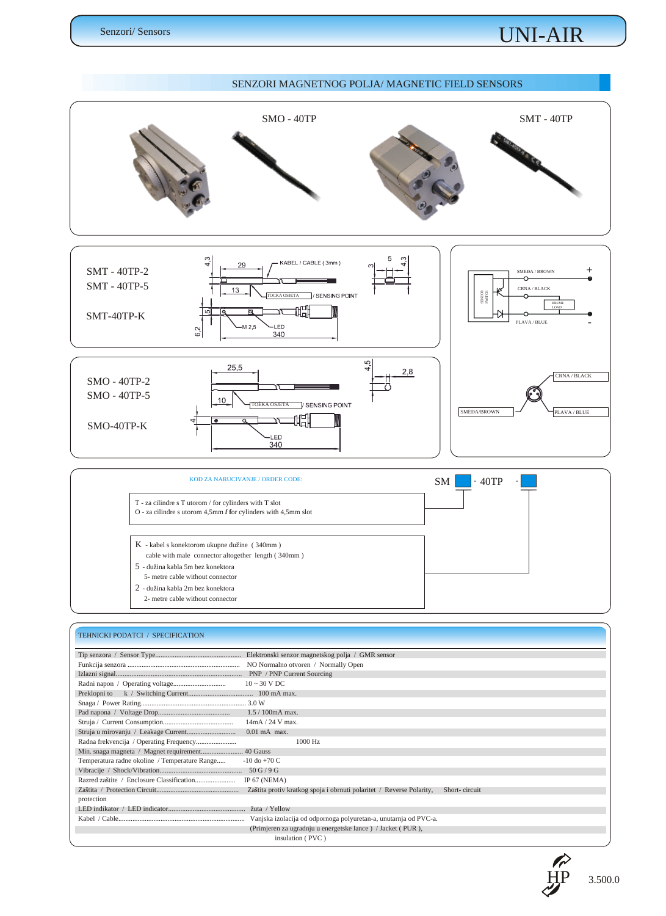# SENZORI MAGNETNOG POLJA/ MAGNETIC FIELD SENSORS

SMO - 40TP

SMT - 40TP

SMT - 40TP-2
SMT - 40TP-5

SMT-40TP-K

4,3 | 29 | KABEL / CABLE ( 3mm ) | 5 | 4,3 | 3 | 13 | TOČKA OSJETA / SENSING POINT | 5 | M 2,5 | LED | 6,2 | 340

SMEĐA / BROWN +
CRNA / BLACK
BREME LOAD
PLAVA / BLUE -
SENZOR SWITCH

SMO - 40TP-2
SMO - 40TP-5

SMO-40TP-K

25,5 | 4,5 | 2,8 | 10 | TOČKA OSJETA / SENSING POINT | 4 | LED | 340

CRNA / BLACK
SMEĐA/BROWN
PLAVA / BLUE

KOD ZA NARUCIVANJE / ORDER CODE:

SM ☐ - 40TP - ☐

T - za cilindre s T utorom / for cylinders with T slot
O - za cilindre s utorom 4,5mm / for cylinders with 4,5mm slot

K - kabel s konektorom ukupne dužine ( 340mm )
cable with male connector altogether length ( 340mm )
5 - dužina kabla 5m bez konektora
5- metre cable without connector
2 - dužina kabla 2m bez konektora
2- metre cable without connector

## TEHNICKI PODATCI / SPECIFICATION

| | |
|---|---|
| Tip senzora / Sensor Type | Elektronski senzor magnetskog polja / GMR sensor |
| Funkcija senzora | NO Normalno otvoren / Normally Open |
| Izlazni signal | PNP / PNP Current Sourcing |
| Radni napon / Operating voltage | 10 ~ 30 V DC |
| Preklopni tok / Switching Current | 100 mA max. |
| Snaga / Power Rating | 3.0 W |
| Pad napona / Voltage Drop | 1.5 / 100mA max. |
| Struja / Current Consumption | 14mA / 24 V max. |
| Struja u mirovanju / Leakage Current | 0.01 mA max. |
| Radna frekvencija / Operating Frequency | 1000 Hz |
| Min. snaga magneta / Magnet requirement | 40 Gauss |
| Temperatura radne okoline / Temperature Range | -10 do +70 C |
| Vibracije / Shock/Vibration | 50 G / 9 G |
| Razred zaštite / Enclosure Classification | IP 67 (NEMA) |
| Zaštita / Protection Circuit | Zaštita protiv kratkog spoja i obrnuti polaritet / Reverse Polarity, Short- circuit protection |
| LED indikator / LED indicator | žuta / Yellow |
| Kabel / Cable | Vanjska izolacija od odpornoga polyuretan-a, unutarnja od PVC-a. (Primjeren za ugradnju u energetske lance ) / Jacket ( PUR ), insulation ( PVC ) |

3.500.0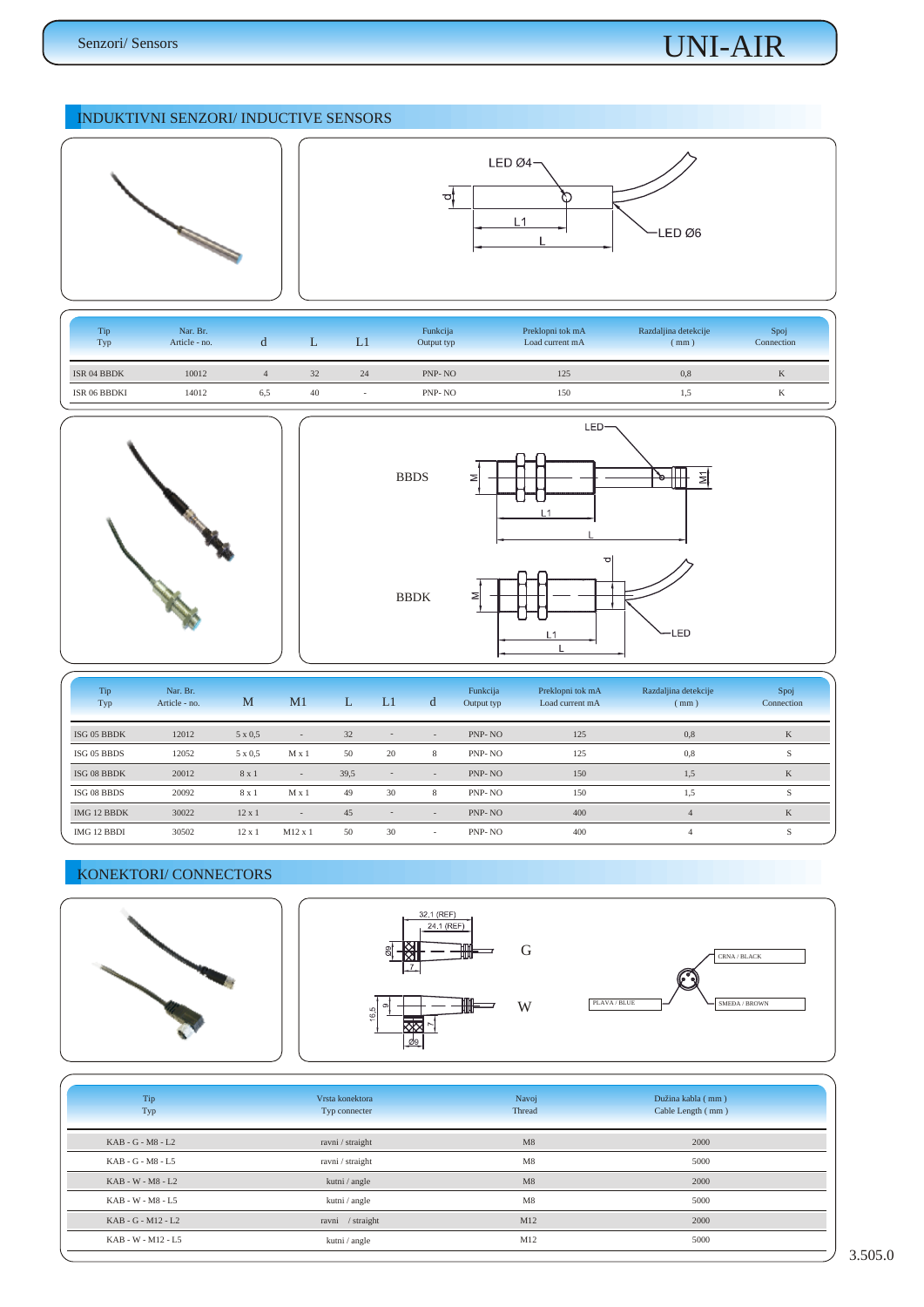# INDUKTIVNI SENZORI/ INDUCTIVE SENSORS

LED Ø4
d
L1
L
LED Ø6

| Tip<br>Typ | Nar. Br.<br>Article - no. | d | L | L1 | Funkcija<br>Output typ | Preklopni tok mA<br>Load current mA | Razdaljina detekcije<br>( mm ) | Spoj<br>Connection |
|---|---|---|---|---|---|---|---|---|
| ISR 04 BBDK | 10012 | 4 | 32 | 24 | PNP- NO | 125 | 0,8 | K |
| ISR 06 BBDKI | 14012 | 6,5 | 40 | - | PNP- NO | 150 | 1,5 | K |

LED
BBDS
M
M1
L1
L
d
BBDK
M
L1
L
LED

| Tip<br>Typ | Nar. Br.<br>Article - no. | M | M1 | L | L1 | d | Funkcija<br>Output typ | Preklopni tok mA<br>Load current mA | Razdaljina detekcije<br>( mm ) | Spoj<br>Connection |
|---|---|---|---|---|---|---|---|---|---|---|
| ISG 05 BBDK | 12012 | 5 x 0,5 | - | 32 | - | - | PNP- NO | 125 | 0,8 | K |
| ISG 05 BBDS | 12052 | 5 x 0,5 | M x 1 | 50 | 20 | 8 | PNP- NO | 125 | 0,8 | S |
| ISG 08 BBDK | 20012 | 8 x 1 | - | 39,5 | - | - | PNP- NO | 150 | 1,5 | K |
| ISG 08 BBDS | 20092 | 8 x 1 | M x 1 | 49 | 30 | 8 | PNP- NO | 150 | 1,5 | S |
| IMG 12 BBDK | 30022 | 12 x 1 | - | 45 | - | - | PNP- NO | 400 | 4 | K |
| IMG 12 BBDI | 30502 | 12 x 1 | M12 x 1 | 50 | 30 | - | PNP- NO | 400 | 4 | S |

# KONEKTORI/ CONNECTORS

32.1 (REF)
24.1 (REF)
Ø9
7
G
16,5
9
7
Ø9
W
CRNA / BLACK
PLAVA / BLUE
SMEDA / BROWN

| Tip<br>Typ | Vrsta konektora<br>Typ connecter | Navoj<br>Thread | Dužina kabla ( mm )<br>Cable Length ( mm ) |
|---|---|---|---|
| KAB - G - M8 - L2 | ravni / straight | M8 | 2000 |
| KAB - G - M8 - L5 | ravni / straight | M8 | 5000 |
| KAB - W - M8 - L2 | kutni / angle | M8 | 2000 |
| KAB - W - M8 - L5 | kutni / angle | M8 | 5000 |
| KAB - G - M12 - L2 | ravni / straight | M12 | 2000 |
| KAB - W - M12 - L5 | kutni / angle | M12 | 5000 |